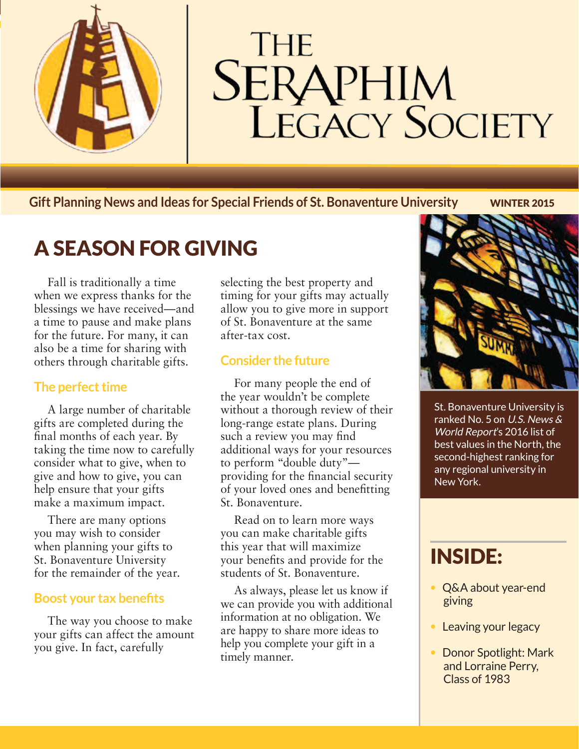# The Seraphim Legacy Society

**Gift Planning News and Ideas for Special Friends of St. Bonaventure University** WINTER 2015

## A SEASON FOR GIVING

Fall is traditionally a time when we express thanks for the blessings we have received—and a time to pause and make plans for the future. For many, it can also be a time for sharing with others through charitable gifts.

### The perfect time

A large number of charitable gifts are completed during the final months of each year. By taking the time now to carefully consider what to give, when to give and how to give, you can help ensure that your gifts make a maximum impact.

There are many options you may wish to consider when planning your gifts to St. Bonaventure University for the remainder of the year.

### Boost your tax benefits

The way you choose to make your gifts can affect the amount you give. In fact, carefully selecting the best property and timing for your gifts may actually allow you to give more in support of St. Bonaventure at the same after-tax cost.

### Consider the future

For many people the end of the year wouldn't be complete without a thorough review of their long-range estate plans. During such a review you may find additional ways for your resources to perform "double duty"—providing for the financial security of your loved ones and benefitting St. Bonaventure.

Read on to learn more ways you can make charitable gifts this year that will maximize your benefits and provide for the students of St. Bonaventure.

As always, please let us know if we can provide you with additional information at no obligation. We are happy to share more ideas to help you complete your gift in a timely manner.

St. Bonaventure University is ranked No. 5 on *U.S. News & World Report*'s 2016 list of best values in the North, the second-highest ranking for any regional university in New York.

## INSIDE:

- Q&A about year-end giving
- Leaving your legacy
- Donor Spotlight: Mark and Lorraine Perry, Class of 1983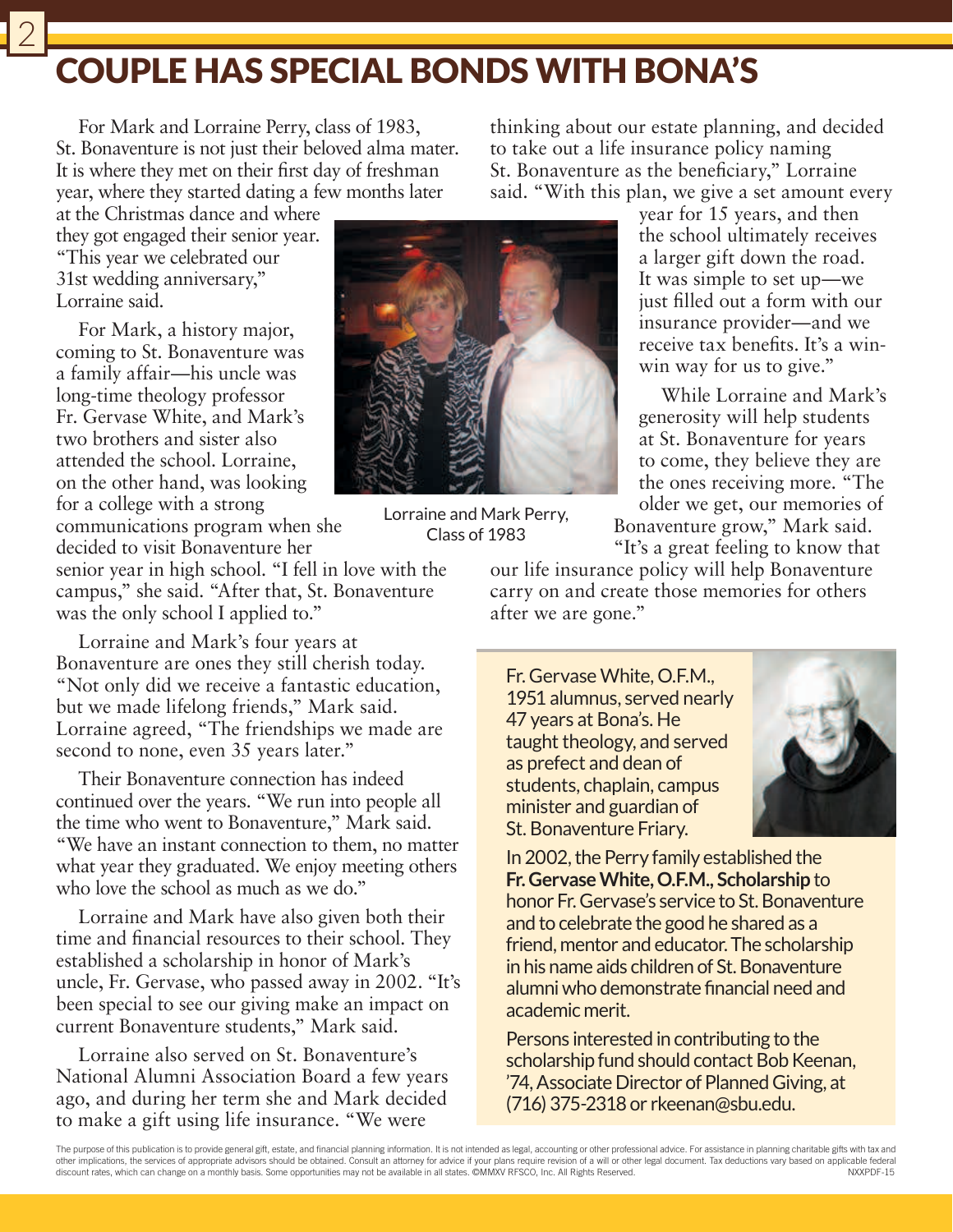# COUPLE HAS SPECIAL BONDS WITH BONA'S

For Mark and Lorraine Perry, class of 1983, St. Bonaventure is not just their beloved alma mater. It is where they met on their first day of freshman year, where they started dating a few months later at the Christmas dance and where they got engaged their senior year. "This year we celebrated our 31st wedding anniversary," Lorraine said.

For Mark, a history major, coming to St. Bonaventure was a family affair—his uncle was long-time theology professor Fr. Gervase White, and Mark's two brothers and sister also attended the school. Lorraine, on the other hand, was looking for a college with a strong communications program when she decided to visit Bonaventure her senior year in high school. "I fell in love with the campus," she said. "After that, St. Bonaventure was the only school I applied to."

Lorraine and Mark's four years at Bonaventure are ones they still cherish today. "Not only did we receive a fantastic education, but we made lifelong friends," Mark said. Lorraine agreed, "The friendships we made are second to none, even 35 years later."

Their Bonaventure connection has indeed continued over the years. "We run into people all the time who went to Bonaventure," Mark said. "We have an instant connection to them, no matter what year they graduated. We enjoy meeting others who love the school as much as we do."

Lorraine and Mark have also given both their time and financial resources to their school. They established a scholarship in honor of Mark's uncle, Fr. Gervase, who passed away in 2002. "It's been special to see our giving make an impact on current Bonaventure students," Mark said.

Lorraine also served on St. Bonaventure's National Alumni Association Board a few years ago, and during her term she and Mark decided to make a gift using life insurance. "We were thinking about our estate planning, and decided to take out a life insurance policy naming St. Bonaventure as the beneficiary," Lorraine said. "With this plan, we give a set amount every year for 15 years, and then the school ultimately receives a larger gift down the road. It was simple to set up—we just filled out a form with our insurance provider—and we receive tax benefits. It's a win-win way for us to give."

Lorraine and Mark Perry, Class of 1983

While Lorraine and Mark's generosity will help students at St. Bonaventure for years to come, they believe they are the ones receiving more. "The older we get, our memories of Bonaventure grow," Mark said. "It's a great feeling to know that our life insurance policy will help Bonaventure carry on and create those memories for others after we are gone."

Fr. Gervase White, O.F.M., 1951 alumnus, served nearly 47 years at Bona's. He taught theology, and served as prefect and dean of students, chaplain, campus minister and guardian of St. Bonaventure Friary.

In 2002, the Perry family established the **Fr. Gervase White, O.F.M., Scholarship** to honor Fr. Gervase's service to St. Bonaventure and to celebrate the good he shared as a friend, mentor and educator. The scholarship in his name aids children of St. Bonaventure alumni who demonstrate financial need and academic merit.

Persons interested in contributing to the scholarship fund should contact Bob Keenan, '74, Associate Director of Planned Giving, at (716) 375-2318 or rkeenan@sbu.edu.

The purpose of this publication is to provide general gift, estate, and financial planning information. It is not intended as legal, accounting or other professional advice. For assistance in planning charitable gifts with tax and other implications, the services of appropriate advisors should be obtained. Consult an attorney for advice if your plans require revision of a will or other legal document. Tax deductions vary based on applicable federal discount rates, which can change on a monthly basis. Some opportunities may not be available in all states. ©MMXV RFSCO, Inc. All Rights Reserved. NXXPDF-15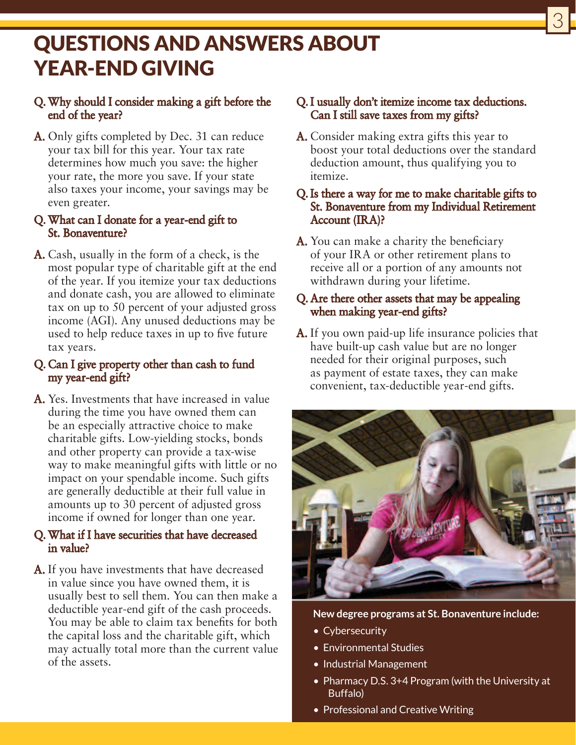# QUESTIONS AND ANSWERS ABOUT YEAR-END GIVING

**Q. Why should I consider making a gift before the end of the year?**

**A.** Only gifts completed by Dec. 31 can reduce your tax bill for this year. Your tax rate determines how much you save: the higher your rate, the more you save. If your state also taxes your income, your savings may be even greater.

**Q. What can I donate for a year-end gift to St. Bonaventure?**

**A.** Cash, usually in the form of a check, is the most popular type of charitable gift at the end of the year. If you itemize your tax deductions and donate cash, you are allowed to eliminate tax on up to 50 percent of your adjusted gross income (AGI). Any unused deductions may be used to help reduce taxes in up to five future tax years.

**Q. Can I give property other than cash to fund my year-end gift?**

**A.** Yes. Investments that have increased in value during the time you have owned them can be an especially attractive choice to make charitable gifts. Low-yielding stocks, bonds and other property can provide a tax-wise way to make meaningful gifts with little or no impact on your spendable income. Such gifts are generally deductible at their full value in amounts up to 30 percent of adjusted gross income if owned for longer than one year.

**Q. What if I have securities that have decreased in value?**

**A.** If you have investments that have decreased in value since you have owned them, it is usually best to sell them. You can then make a deductible year-end gift of the cash proceeds. You may be able to claim tax benefits for both the capital loss and the charitable gift, which may actually total more than the current value of the assets.

**Q. I usually don't itemize income tax deductions. Can I still save taxes from my gifts?**

**A.** Consider making extra gifts this year to boost your total deductions over the standard deduction amount, thus qualifying you to itemize.

**Q. Is there a way for me to make charitable gifts to St. Bonaventure from my Individual Retirement Account (IRA)?**

**A.** You can make a charity the beneficiary of your IRA or other retirement plans to receive all or a portion of any amounts not withdrawn during your lifetime.

**Q. Are there other assets that may be appealing when making year-end gifts?**

**A.** If you own paid-up life insurance policies that have built-up cash value but are no longer needed for their original purposes, such as payment of estate taxes, they can make convenient, tax-deductible year-end gifts.

**New degree programs at St. Bonaventure include:**

- Cybersecurity
- Environmental Studies
- Industrial Management
- Pharmacy D.S. 3+4 Program (with the University at Buffalo)
- Professional and Creative Writing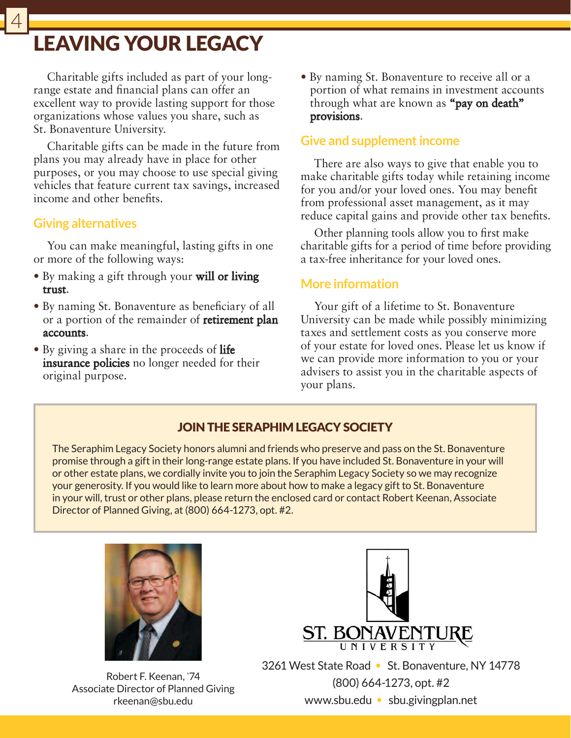# LEAVING YOUR LEGACY

Charitable gifts included as part of your long-range estate and financial plans can offer an excellent way to provide lasting support for those organizations whose values you share, such as St. Bonaventure University.

Charitable gifts can be made in the future from plans you may already have in place for other purposes, or you may choose to use special giving vehicles that feature current tax savings, increased income and other benefits.

## Giving alternatives

You can make meaningful, lasting gifts in one or more of the following ways:

- By making a gift through your **will or living trust**.
- By naming St. Bonaventure as beneficiary of all or a portion of the remainder of **retirement plan accounts**.
- By giving a share in the proceeds of **life insurance policies** no longer needed for their original purpose.
- By naming St. Bonaventure to receive all or a portion of what remains in investment accounts through what are known as **"pay on death" provisions**.

## Give and supplement income

There are also ways to give that enable you to make charitable gifts today while retaining income for you and/or your loved ones. You may benefit from professional asset management, as it may reduce capital gains and provide other tax benefits.

Other planning tools allow you to first make charitable gifts for a period of time before providing a tax-free inheritance for your loved ones.

## More information

Your gift of a lifetime to St. Bonaventure University can be made while possibly minimizing taxes and settlement costs as you conserve more of your estate for loved ones. Please let us know if we can provide more information to you or your advisers to assist you in the charitable aspects of your plans.

### JOIN THE SERAPHIM LEGACY SOCIETY

The Seraphim Legacy Society honors alumni and friends who preserve and pass on the St. Bonaventure promise through a gift in their long-range estate plans. If you have included St. Bonaventure in your will or other estate plans, we cordially invite you to join the Seraphim Legacy Society so we may recognize your generosity. If you would like to learn more about how to make a legacy gift to St. Bonaventure in your will, trust or other plans, please return the enclosed card or contact Robert Keenan, Associate Director of Planned Giving, at (800) 664-1273, opt. #2.

Robert F. Keenan, '74
Associate Director of Planned Giving
rkeenan@sbu.edu

ST. BONAVENTURE UNIVERSITY

3261 West State Road • St. Bonaventure, NY 14778
(800) 664-1273, opt. #2
www.sbu.edu • sbu.givingplan.net